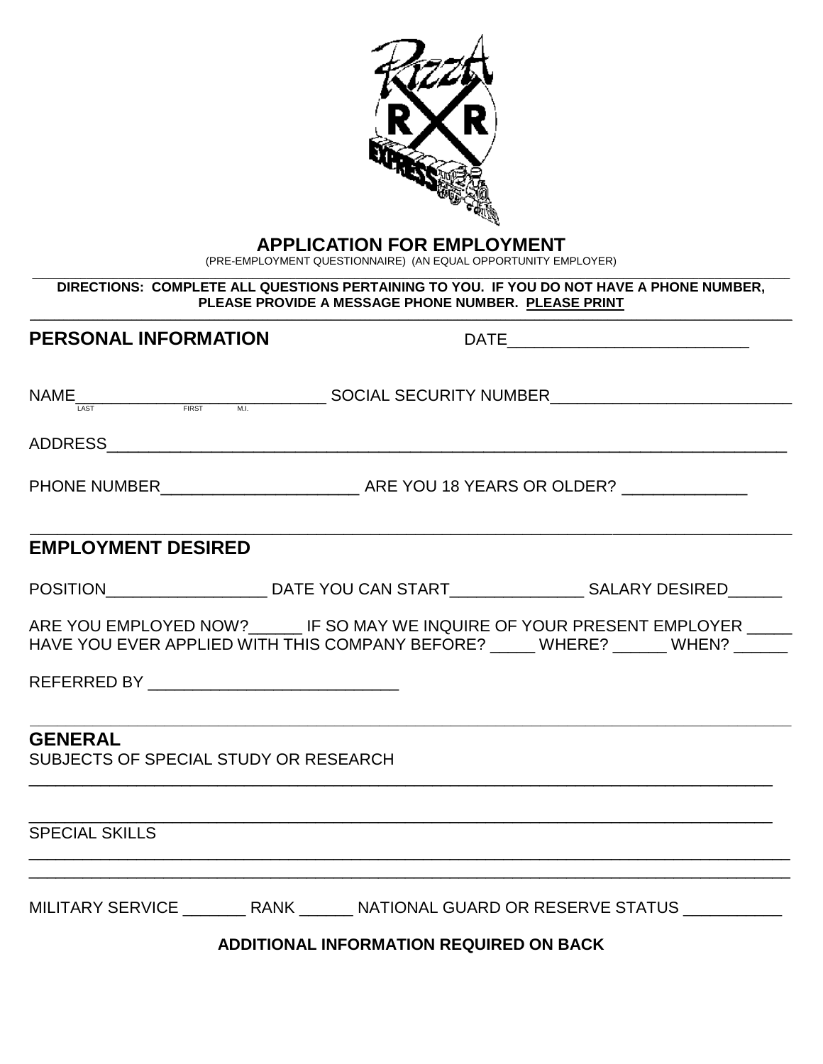# APPLICATION FOR EMPLOYMENT

(PRE-EMPLOYMENT QUESTIONNAIRE) (AN EQUAL OPPORTUNITY EMPLOYER)

**DIRECTIONS: COMPLETE ALL QUESTIONS PERTAINING TO YOU. IF YOU DO NOT HAVE A PHONE NUMBER, PLEASE PROVIDE A MESSAGE PHONE NUMBER. PLEASE PRINT**

## PERSONAL INFORMATION

DATE___________________________

NAME____________________________ SOCIAL SECURITY NUMBER__________________________
LAST FIRST M.I.

ADDRESS_____________________________________________________________________________

PHONE NUMBER______________________ ARE YOU 18 YEARS OR OLDER? ______________

## EMPLOYMENT DESIRED

POSITION__________________ DATE YOU CAN START_______________ SALARY DESIRED______

ARE YOU EMPLOYED NOW?______ IF SO MAY WE INQUIRE OF YOUR PRESENT EMPLOYER _____
HAVE YOU EVER APPLIED WITH THIS COMPANY BEFORE? _____ WHERE? ______ WHEN? ______

REFERRED BY ____________________________

## GENERAL

SUBJECTS OF SPECIAL STUDY OR RESEARCH

_____________________________________________________________________________________

_____________________________________________________________________________________

SPECIAL SKILLS

_____________________________________________________________________________________

_____________________________________________________________________________________

MILITARY SERVICE _______ RANK ______ NATIONAL GUARD OR RESERVE STATUS ___________

**ADDITIONAL INFORMATION REQUIRED ON BACK**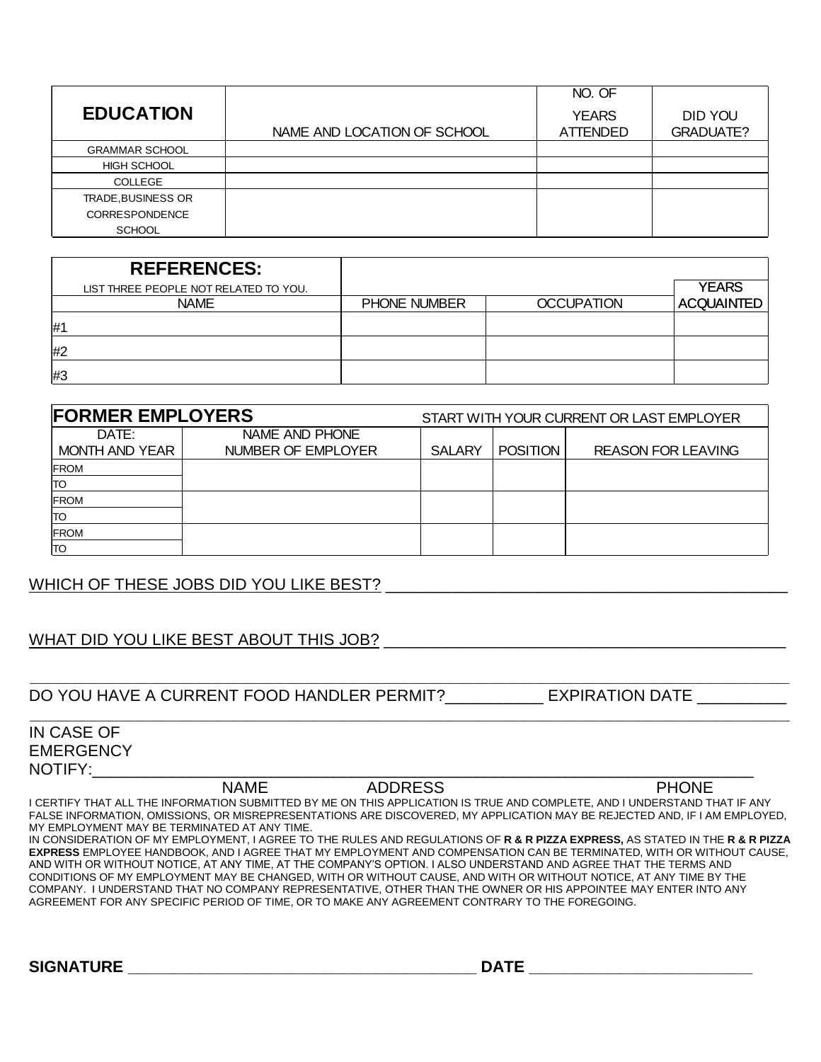| EDUCATION | NAME AND LOCATION OF SCHOOL | NO. OF YEARS ATTENDED | DID YOU GRADUATE? |
|---|---|---|---|
| GRAMMAR SCHOOL | | | |
| HIGH SCHOOL | | | |
| COLLEGE | | | |
| TRADE,BUSINESS OR CORRESPONDENCE SCHOOL | | | |

| REFERENCES: LIST THREE PEOPLE NOT RELATED TO YOU. NAME | PHONE NUMBER | OCCUPATION | YEARS ACQUAINTED |
|---|---|---|---|
| #1 | | | |
| #2 | | | |
| #3 | | | |

| FORMER EMPLOYERS | | | START WITH YOUR CURRENT OR LAST EMPLOYER | |
|---|---|---|---|---|
| DATE: MONTH AND YEAR | NAME AND PHONE NUMBER OF EMPLOYER | SALARY | POSITION | REASON FOR LEAVING |
| FROM | | | | |
| TO | | | | |
| FROM | | | | |
| TO | | | | |
| FROM | | | | |
| TO | | | | |

WHICH OF THESE JOBS DID YOU LIKE BEST? ____________________________________________

WHAT DID YOU LIKE BEST ABOUT THIS JOB? ____________________________________________

DO YOU HAVE A CURRENT FOOD HANDLER PERMIT?__________ EXPIRATION DATE _________

IN CASE OF EMERGENCY NOTIFY:____________________________________________________________

NAME ADDRESS PHONE

I CERTIFY THAT ALL THE INFORMATION SUBMITTED BY ME ON THIS APPLICATION IS TRUE AND COMPLETE, AND I UNDERSTAND THAT IF ANY FALSE INFORMATION, OMISSIONS, OR MISREPRESENTATIONS ARE DISCOVERED, MY APPLICATION MAY BE REJECTED AND, IF I AM EMPLOYED, MY EMPLOYMENT MAY BE TERMINATED AT ANY TIME.
IN CONSIDERATION OF MY EMPLOYMENT, I AGREE TO THE RULES AND REGULATIONS OF **R & R PIZZA EXPRESS,** AS STATED IN THE **R & R PIZZA EXPRESS** EMPLOYEE HANDBOOK, AND I AGREE THAT MY EMPLOYMENT AND COMPENSATION CAN BE TERMINATED, WITH OR WITHOUT CAUSE, AND WITH OR WITHOUT NOTICE, AT ANY TIME, AT THE COMPANY'S OPTION. I ALSO UNDERSTAND AND AGREE THAT THE TERMS AND CONDITIONS OF MY EMPLOYMENT MAY BE CHANGED, WITH OR WITHOUT CAUSE, AND WITH OR WITHOUT NOTICE, AT ANY TIME BY THE COMPANY. I UNDERSTAND THAT NO COMPANY REPRESENTATIVE, OTHER THAN THE OWNER OR HIS APPOINTEE MAY ENTER INTO ANY AGREEMENT FOR ANY SPECIFIC PERIOD OF TIME, OR TO MAKE ANY AGREEMENT CONTRARY TO THE FOREGOING.

**SIGNATURE** ________________________________________ **DATE** __________________________